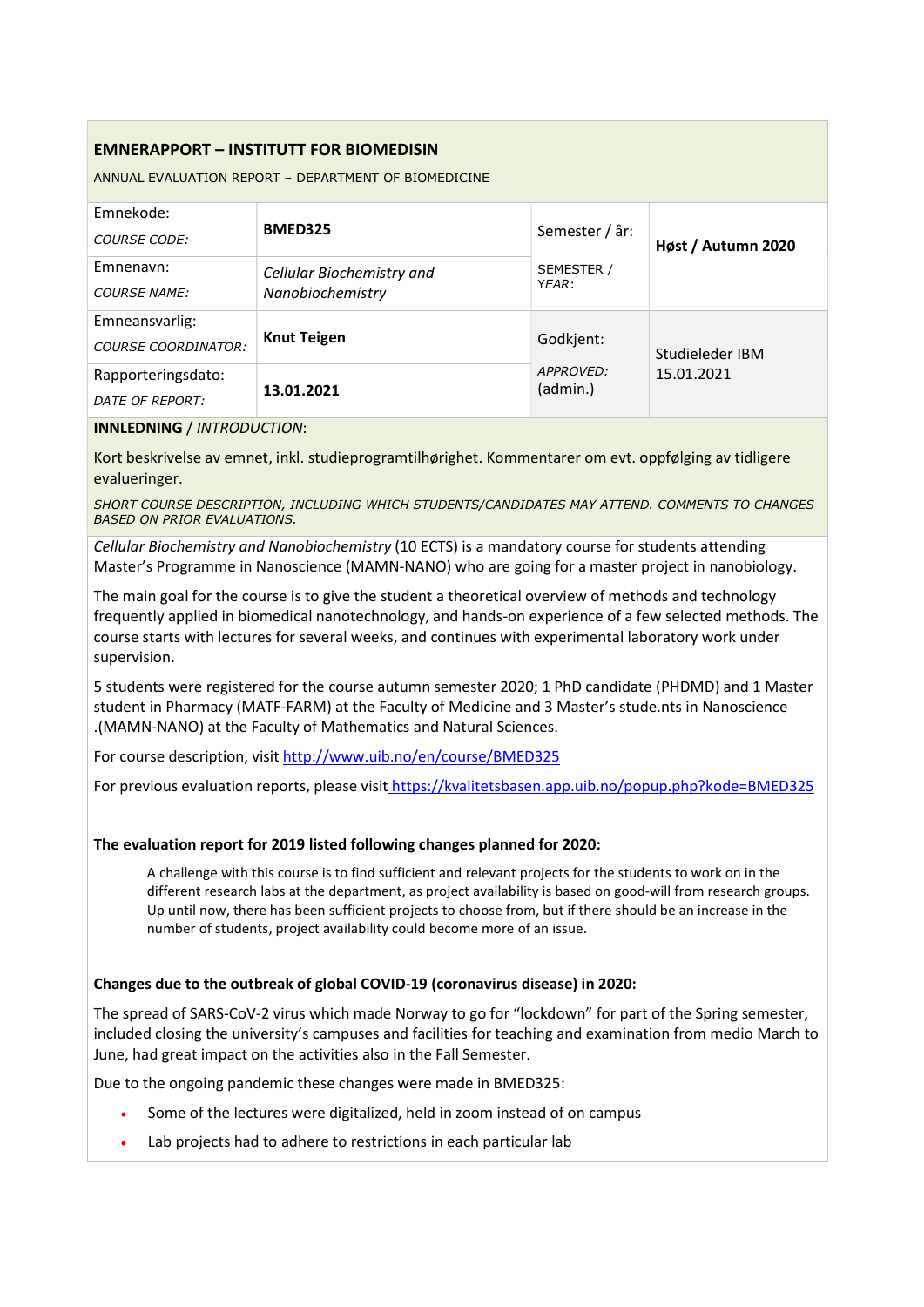## EMNERAPPORT – INSTITUTT FOR BIOMEDISIN

ANNUAL EVALUATION REPORT – DEPARTMENT OF BIOMEDICINE

| | | | |
|---|---|---|---|
| Emnekode: *COURSE CODE:* | **BMED325** | Semester / år: SEMESTER / YEAR: | **Høst / Autumn 2020** |
| Emnenavn: *COURSE NAME:* | *Cellular Biochemistry and Nanobiochemistry* | | |
| Emneansvarlig: *COURSE COORDINATOR:* | **Knut Teigen** | Godkjent: *APPROVED:* (admin.) | Studieleder IBM 15.01.2021 |
| Rapporteringsdato: *DATE OF REPORT:* | **13.01.2021** | | |

**INNLEDNING** / *INTRODUCTION*:

Kort beskrivelse av emnet, inkl. studieprogramtilhørighet. Kommentarer om evt. oppfølging av tidligere evalueringer.

*SHORT COURSE DESCRIPTION, INCLUDING WHICH STUDENTS/CANDIDATES MAY ATTEND. COMMENTS TO CHANGES BASED ON PRIOR EVALUATIONS.*

*Cellular Biochemistry and Nanobiochemistry* (10 ECTS) is a mandatory course for students attending Master's Programme in Nanoscience (MAMN-NANO) who are going for a master project in nanobiology.

The main goal for the course is to give the student a theoretical overview of methods and technology frequently applied in biomedical nanotechnology, and hands-on experience of a few selected methods. The course starts with lectures for several weeks, and continues with experimental laboratory work under supervision.

5 students were registered for the course autumn semester 2020; 1 PhD candidate (PHDMD) and 1 Master student in Pharmacy (MATF-FARM) at the Faculty of Medicine and 3 Master's stude.nts in Nanoscience .(MAMN-NANO) at the Faculty of Mathematics and Natural Sciences.

For course description, visit http://www.uib.no/en/course/BMED325

For previous evaluation reports, please visit https://kvalitetsbasen.app.uib.no/popup.php?kode=BMED325

**The evaluation report for 2019 listed following changes planned for 2020:**

> A challenge with this course is to find sufficient and relevant projects for the students to work on in the different research labs at the department, as project availability is based on good-will from research groups. Up until now, there has been sufficient projects to choose from, but if there should be an increase in the number of students, project availability could become more of an issue.

**Changes due to the outbreak of global COVID-19 (coronavirus disease) in 2020:**

The spread of SARS-CoV-2 virus which made Norway to go for "lockdown" for part of the Spring semester, included closing the university's campuses and facilities for teaching and examination from medio March to June, had great impact on the activities also in the Fall Semester.

Due to the ongoing pandemic these changes were made in BMED325:

- Some of the lectures were digitalized, held in zoom instead of on campus
- Lab projects had to adhere to restrictions in each particular lab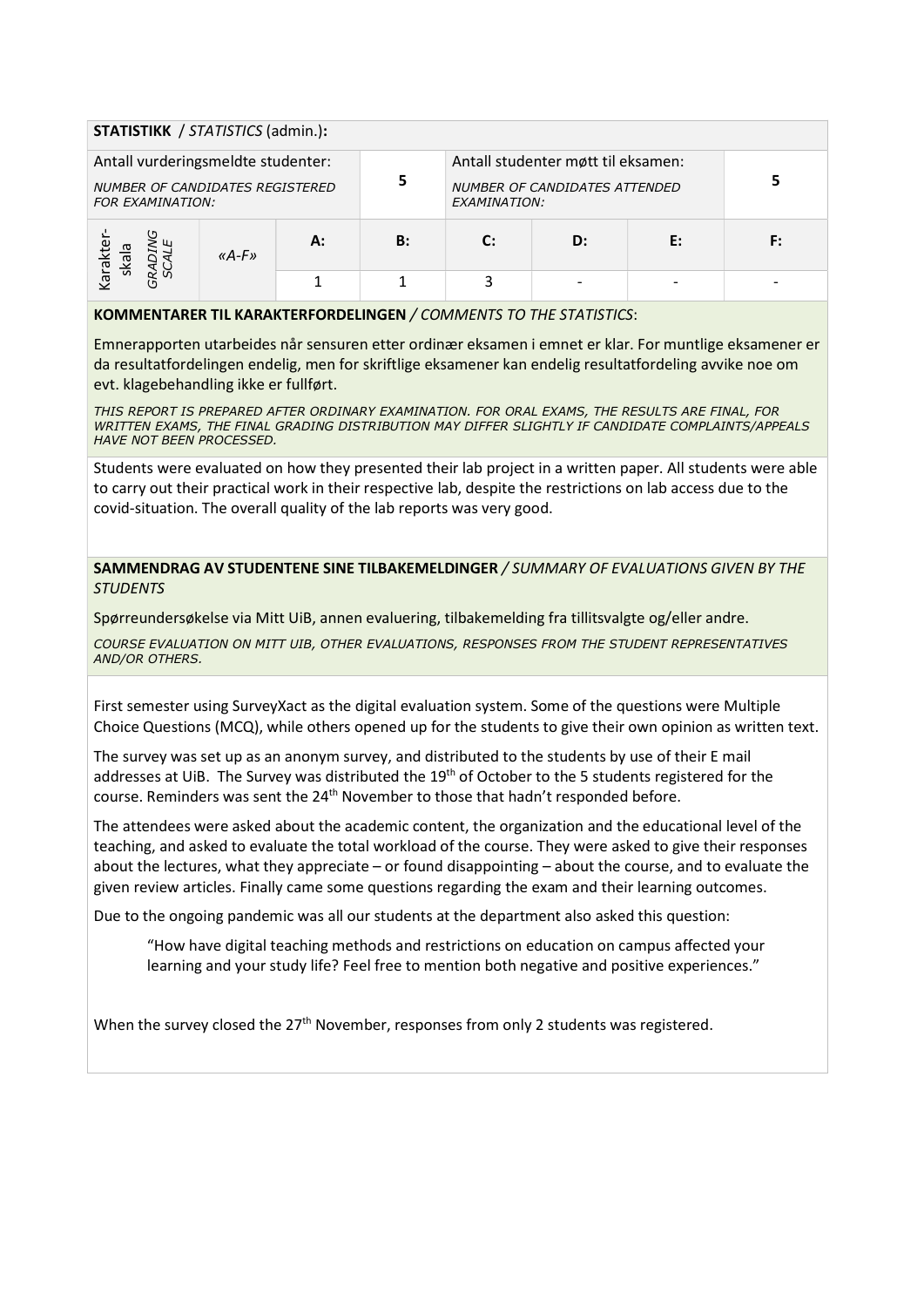**STATISTIKK** / *STATISTICS* (admin.)**:**

| Antall vurderingsmeldte studenter: *NUMBER OF CANDIDATES REGISTERED FOR EXAMINATION:* | | | 5 | Antall studenter møtt til eksamen: *NUMBER OF CANDIDATES ATTENDED EXAMINATION:* | | | 5 |
|---|---|---|---|---|---|---|---|
| Karakter-skala *GRADING SCALE* | *«A-F»* | **A:** | **B:** | **C:** | **D:** | **E:** | **F:** |
| | | 1 | 1 | 3 | - | - | - |

**KOMMENTARER TIL KARAKTERFORDELINGEN** / *COMMENTS TO THE STATISTICS*:

Emnerapporten utarbeides når sensuren etter ordinær eksamen i emnet er klar. For muntlige eksamener er da resultatfordelingen endelig, men for skriftlige eksamener kan endelig resultatfordeling avvike noe om evt. klagebehandling ikke er fullført.

*THIS REPORT IS PREPARED AFTER ORDINARY EXAMINATION. FOR ORAL EXAMS, THE RESULTS ARE FINAL, FOR WRITTEN EXAMS, THE FINAL GRADING DISTRIBUTION MAY DIFFER SLIGHTLY IF CANDIDATE COMPLAINTS/APPEALS HAVE NOT BEEN PROCESSED.*

Students were evaluated on how they presented their lab project in a written paper. All students were able to carry out their practical work in their respective lab, despite the restrictions on lab access due to the covid-situation. The overall quality of the lab reports was very good.

**SAMMENDRAG AV STUDENTENE SINE TILBAKEMELDINGER** / *SUMMARY OF EVALUATIONS GIVEN BY THE STUDENTS*

Spørreundersøkelse via Mitt UiB, annen evaluering, tilbakemelding fra tillitsvalgte og/eller andre.

*COURSE EVALUATION ON MITT UIB, OTHER EVALUATIONS, RESPONSES FROM THE STUDENT REPRESENTATIVES AND/OR OTHERS.*

First semester using SurveyXact as the digital evaluation system. Some of the questions were Multiple Choice Questions (MCQ), while others opened up for the students to give their own opinion as written text.

The survey was set up as an anonym survey, and distributed to the students by use of their E mail addresses at UiB. The Survey was distributed the 19th of October to the 5 students registered for the course. Reminders was sent the 24th November to those that hadn't responded before.

The attendees were asked about the academic content, the organization and the educational level of the teaching, and asked to evaluate the total workload of the course. They were asked to give their responses about the lectures, what they appreciate – or found disappointing – about the course, and to evaluate the given review articles. Finally came some questions regarding the exam and their learning outcomes.

Due to the ongoing pandemic was all our students at the department also asked this question:

> "How have digital teaching methods and restrictions on education on campus affected your learning and your study life? Feel free to mention both negative and positive experiences."

When the survey closed the 27th November, responses from only 2 students was registered.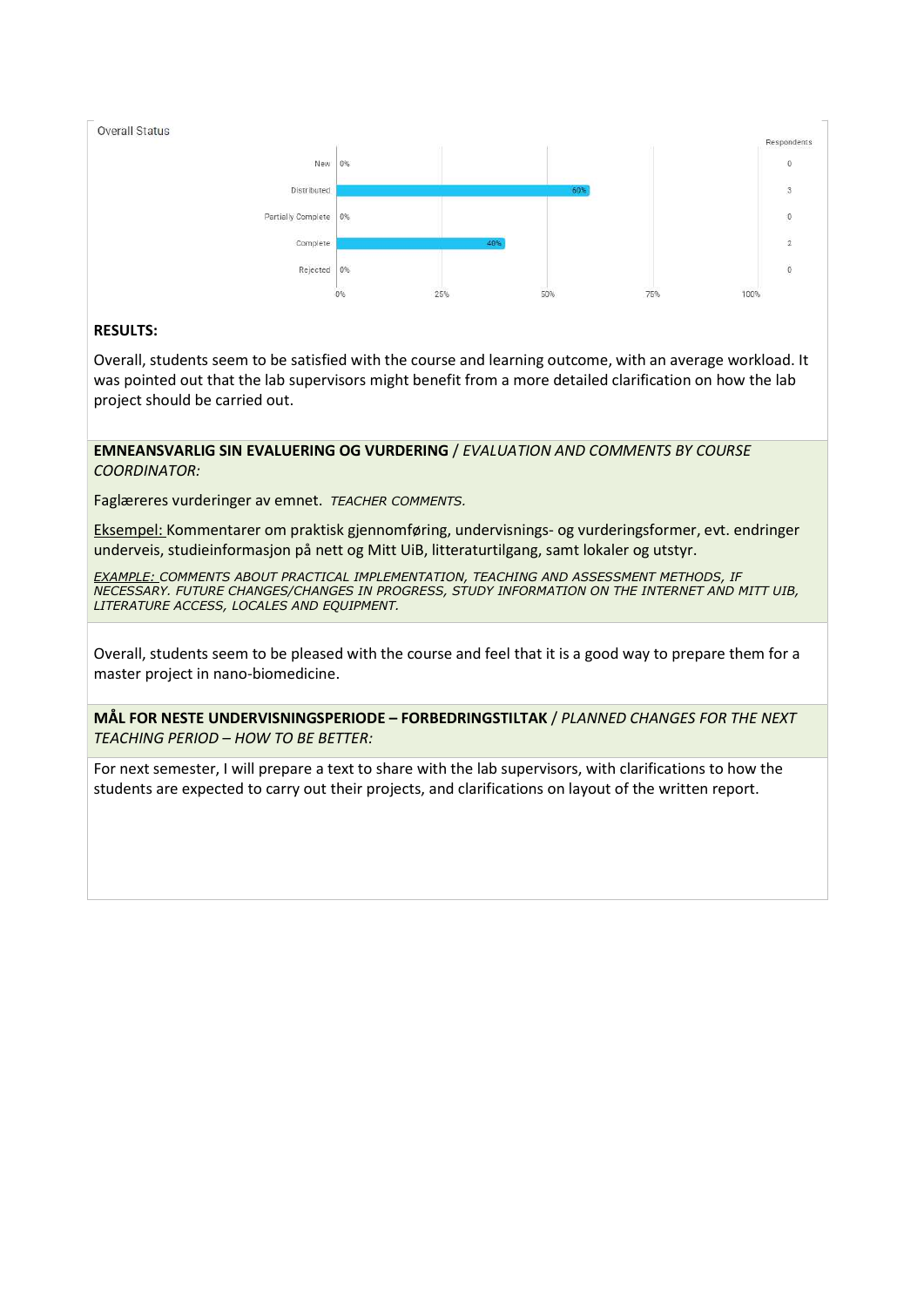Overall Status

Respondents

New 0% 0

Distributed 60% 3

Partially Complete 0% 0

Complete 40% 2

Rejected 0% 0

0% 25% 50% 75% 100%

**RESULTS:**

Overall, students seem to be satisfied with the course and learning outcome, with an average workload. It was pointed out that the lab supervisors might benefit from a more detailed clarification on how the lab project should be carried out.

**EMNEANSVARLIG SIN EVALUERING OG VURDERING** / *EVALUATION AND COMMENTS BY COURSE COORDINATOR:*

Faglæreres vurderinger av emnet. *TEACHER COMMENTS.*

Eksempel: Kommentarer om praktisk gjennomføring, undervisnings- og vurderingsformer, evt. endringer underveis, studieinformasjon på nett og Mitt UiB, litteraturtilgang, samt lokaler og utstyr.

*EXAMPLE: COMMENTS ABOUT PRACTICAL IMPLEMENTATION, TEACHING AND ASSESSMENT METHODS, IF NECESSARY. FUTURE CHANGES/CHANGES IN PROGRESS, STUDY INFORMATION ON THE INTERNET AND MITT UIB, LITERATURE ACCESS, LOCALES AND EQUIPMENT.*

Overall, students seem to be pleased with the course and feel that it is a good way to prepare them for a master project in nano-biomedicine.

**MÅL FOR NESTE UNDERVISNINGSPERIODE – FORBEDRINGSTILTAK** / *PLANNED CHANGES FOR THE NEXT TEACHING PERIOD – HOW TO BE BETTER:*

For next semester, I will prepare a text to share with the lab supervisors, with clarifications to how the students are expected to carry out their projects, and clarifications on layout of the written report.